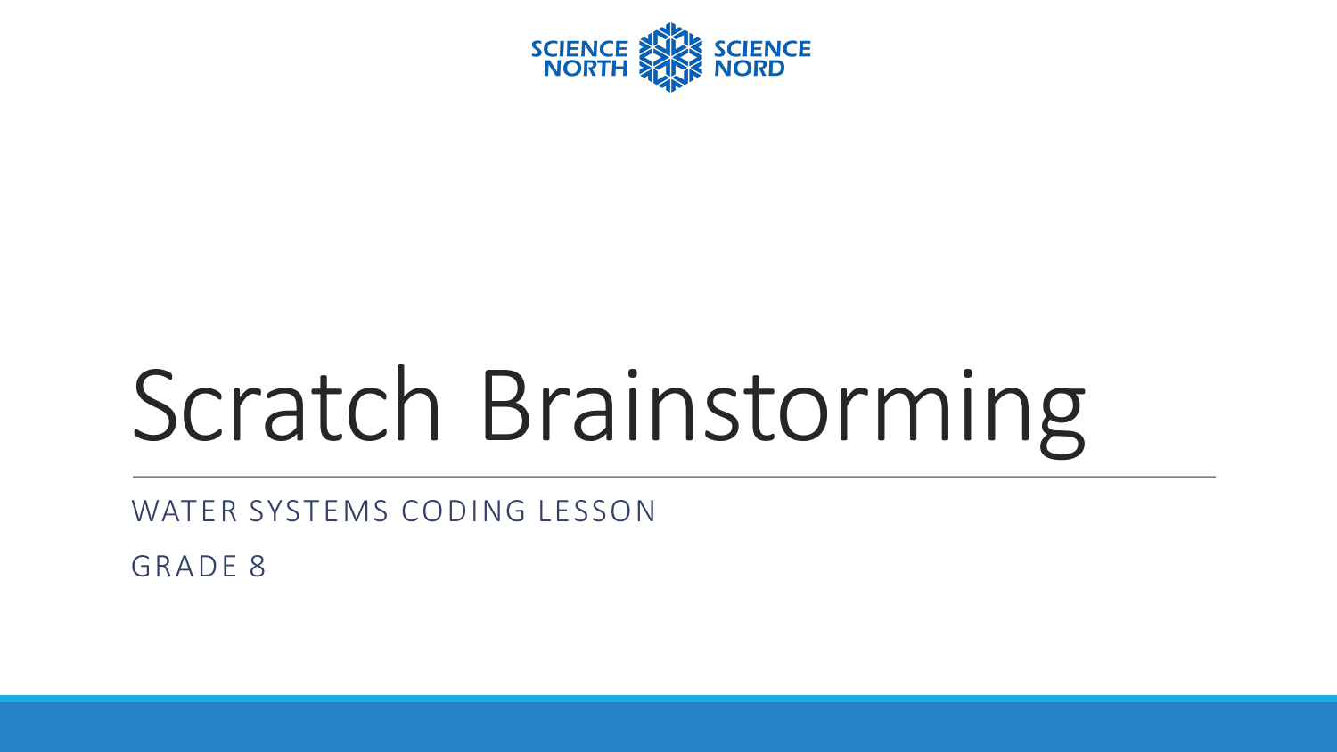SCIENCE NORTH SCIENCE NORD

# Scratch Brainstorming

WATER SYSTEMS CODING LESSON

GRADE 8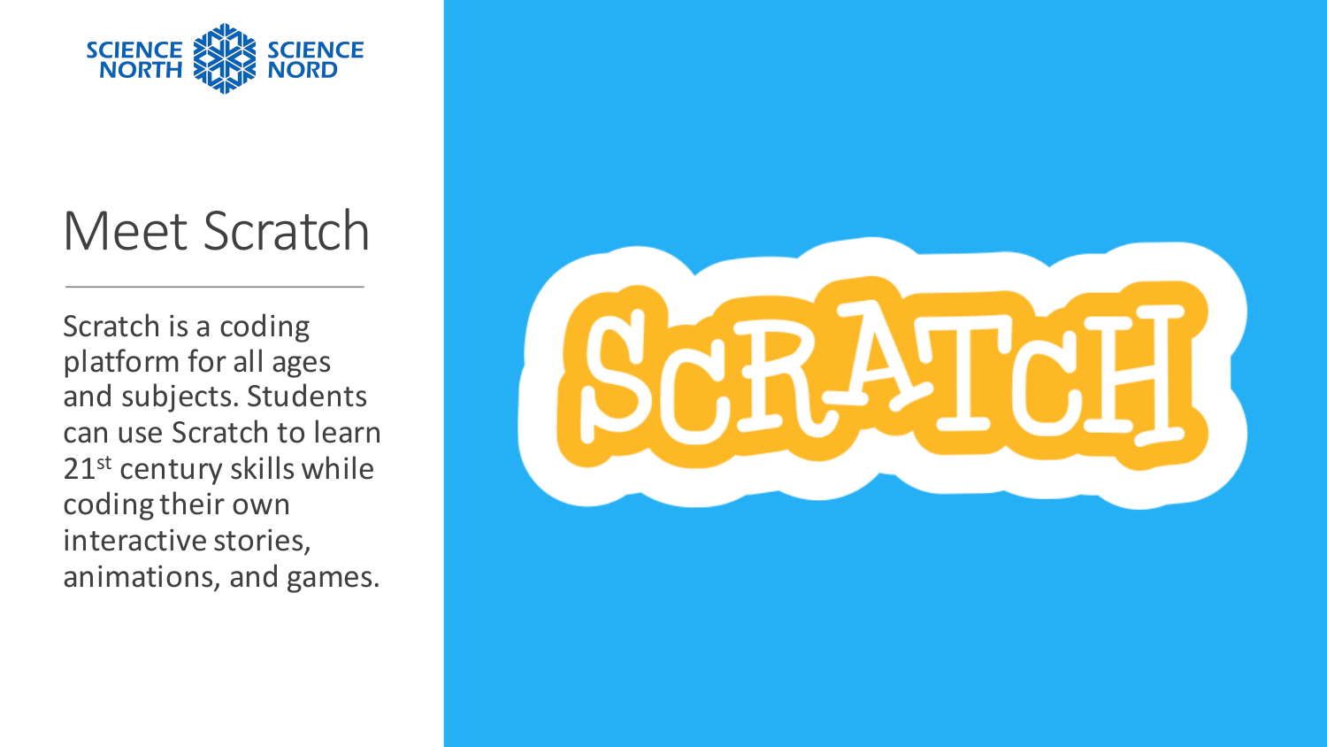# Meet Scratch

Scratch is a coding platform for all ages and subjects. Students can use Scratch to learn 21st century skills while coding their own interactive stories, animations, and games.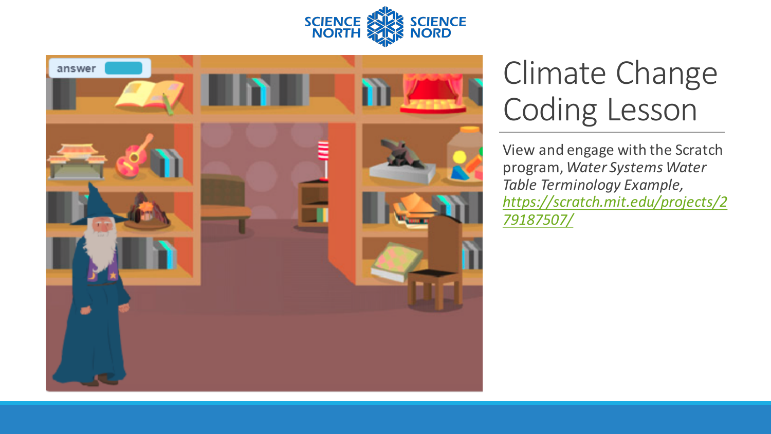# Climate Change Coding Lesson

View and engage with the Scratch program, *Water Systems Water Table Terminology Example*, *https://scratch.mit.edu/projects/279187507/*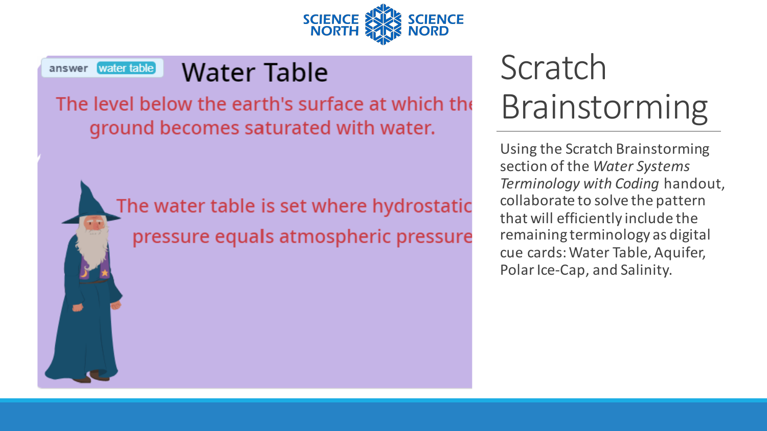answer water table

Water Table

The level below the earth's surface at which the ground becomes saturated with water.

The water table is set where hydrostatic pressure equals atmospheric pressure

# Scratch Brainstorming

Using the Scratch Brainstorming section of the *Water Systems Terminology with Coding* handout, collaborate to solve the pattern that will efficiently include the remaining terminology as digital cue cards: Water Table, Aquifer, Polar Ice-Cap, and Salinity.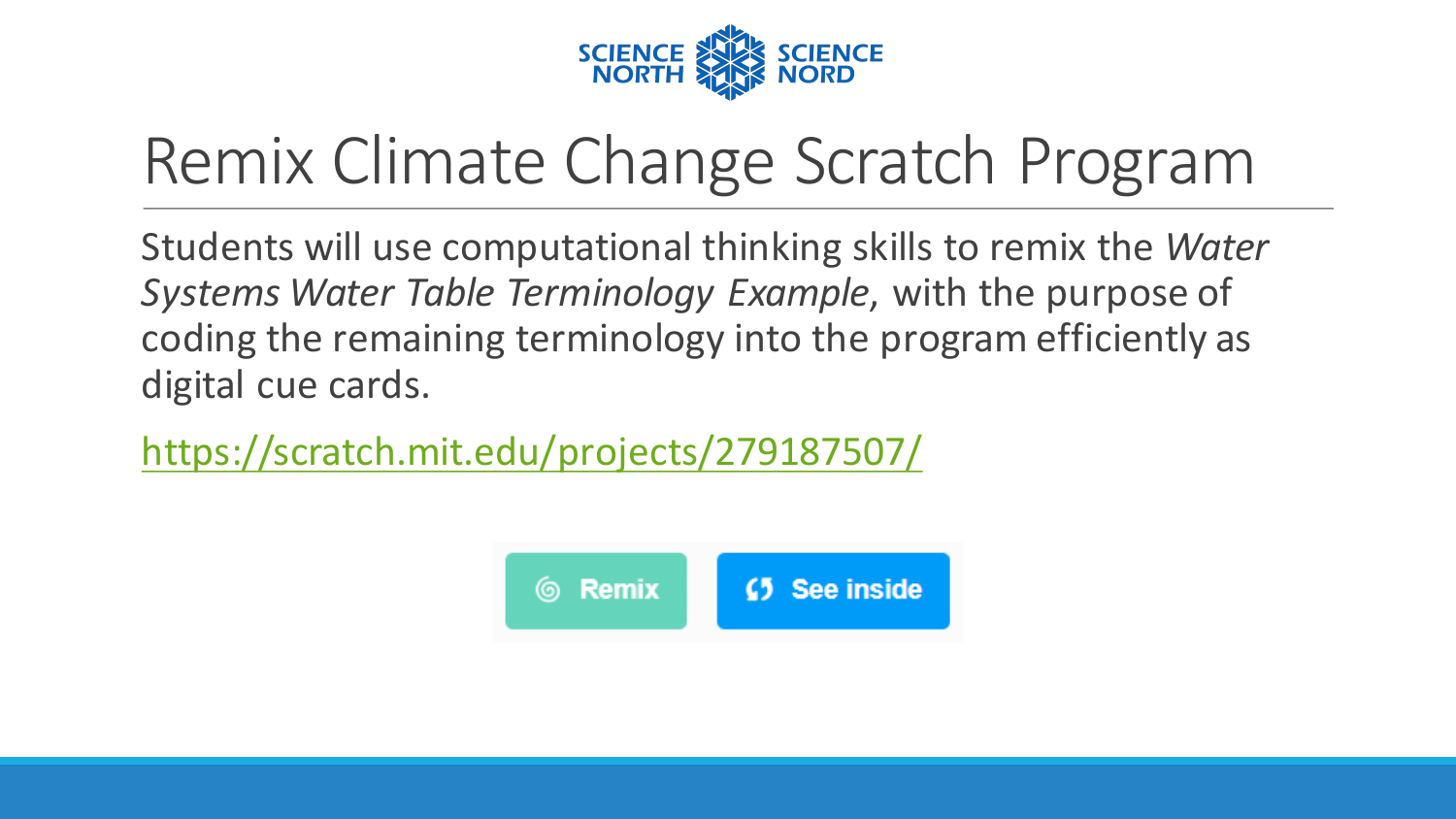# Remix Climate Change Scratch Program

Students will use computational thinking skills to remix the *Water Systems Water Table Terminology Example*, with the purpose of coding the remaining terminology into the program efficiently as digital cue cards.

https://scratch.mit.edu/projects/279187507/

Remix    See inside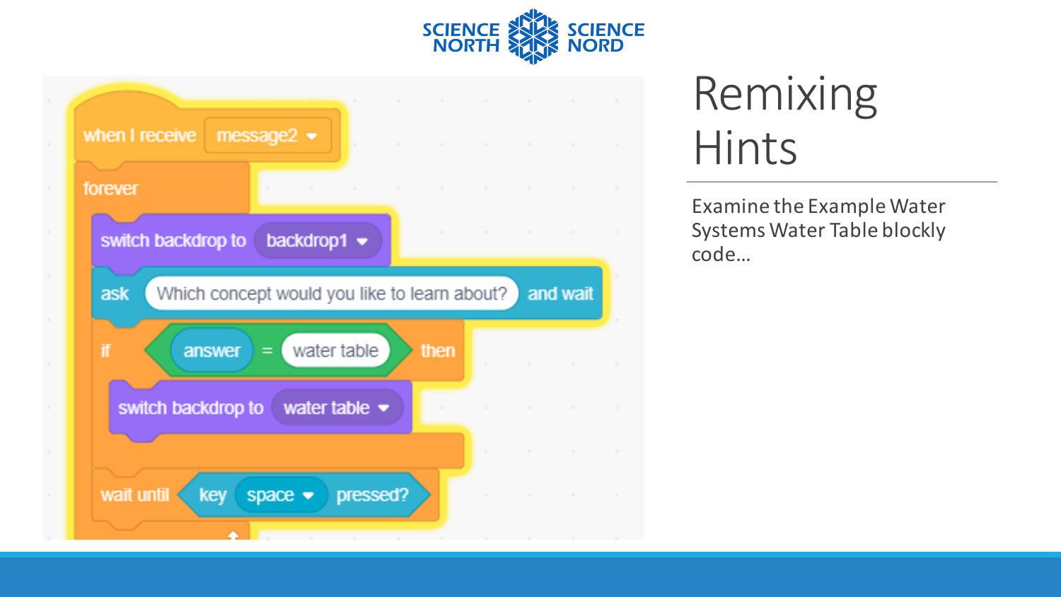# Remixing Hints

Examine the Example Water Systems Water Table blockly code…

```
when I receive [message2]
forever
    switch backdrop to [backdrop1]
    ask [Which concept would you like to learn about?] and wait
    if <(answer) = [water table]> then
        switch backdrop to [water table]
    end
    wait until <key [space] pressed?>
end
```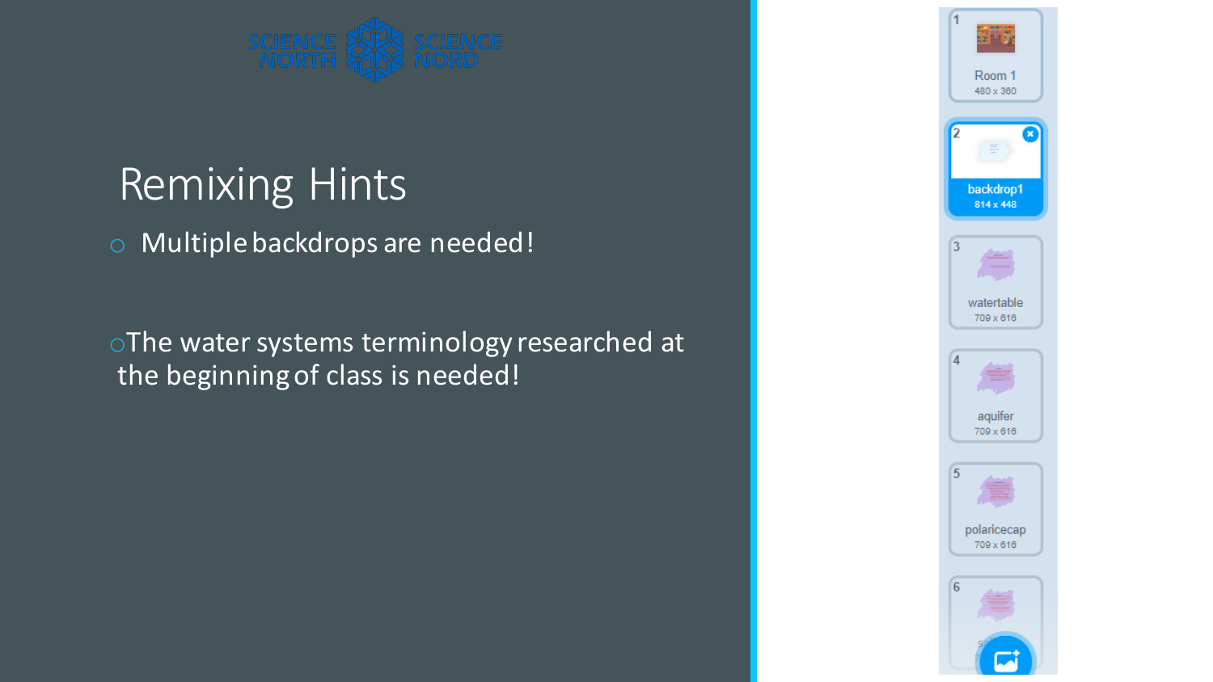# Remixing Hints

- Multiple backdrops are needed!

- The water systems terminology researched at the beginning of class is needed!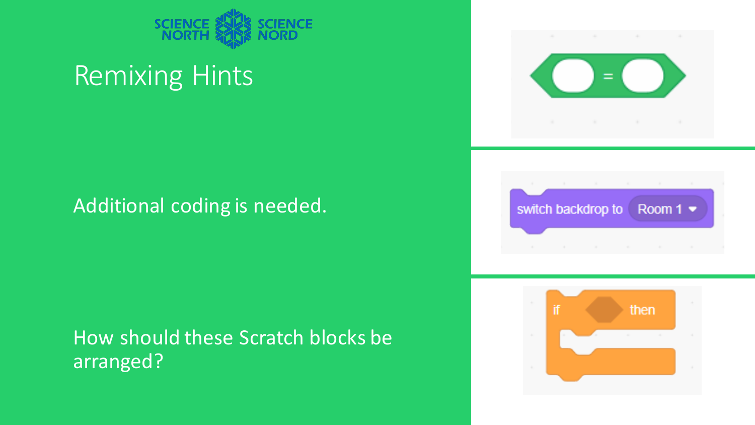# Remixing Hints

Additional coding is needed.

How should these Scratch blocks be arranged?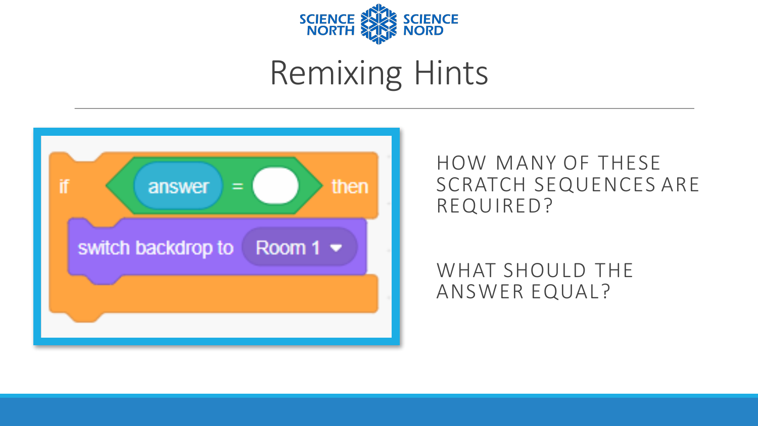# Remixing Hints

```
if <(answer) = ( )> then
    switch backdrop to [Room 1 ▾]
end
```

HOW MANY OF THESE SCRATCH SEQUENCES ARE REQUIRED?

WHAT SHOULD THE ANSWER EQUAL?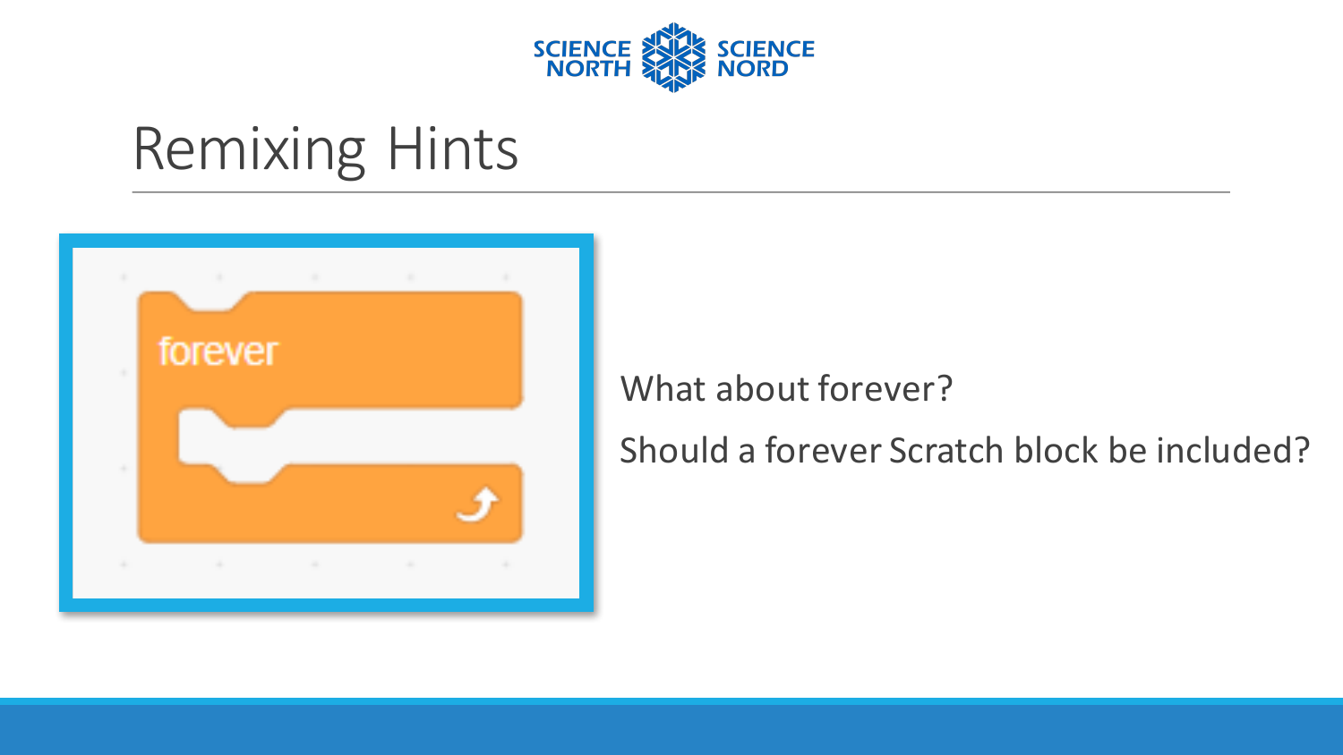# Remixing Hints

What about forever?

Should a forever Scratch block be included?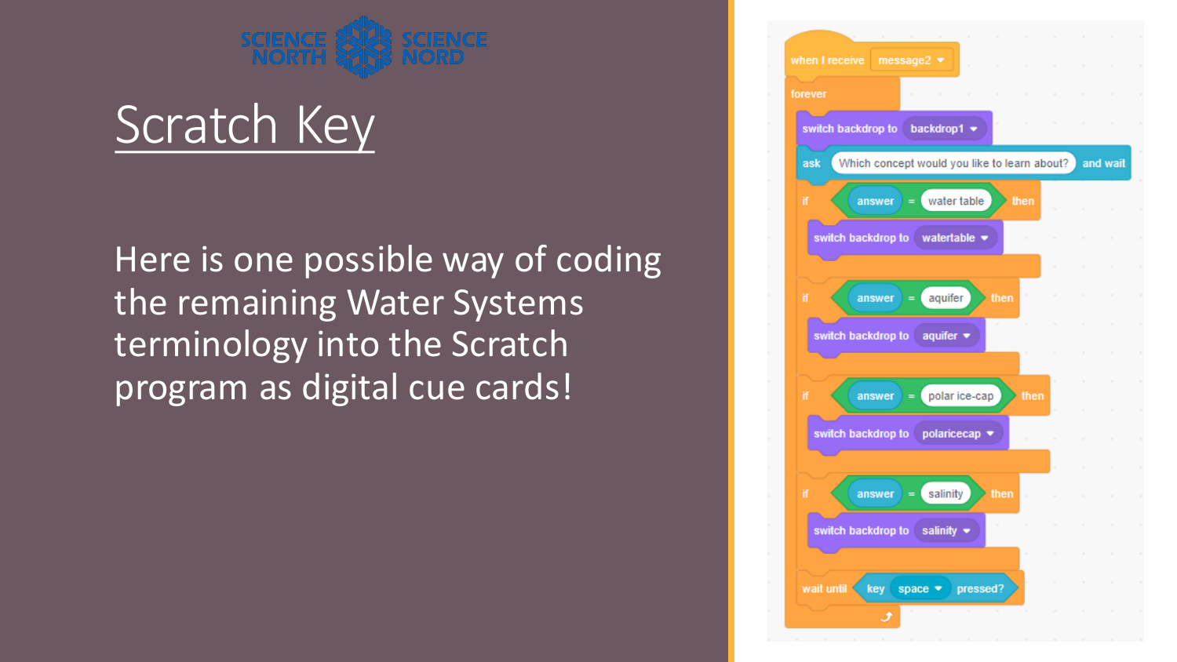SCIENCE NORTH SCIENCE NORD

# Scratch Key

Here is one possible way of coding the remaining Water Systems terminology into the Scratch program as digital cue cards!

```
when I receive [message2 ▾]
forever
    switch backdrop to [backdrop1 ▾]
    ask [Which concept would you like to learn about?] and wait
    if <(answer) = [water table]> then
        switch backdrop to [watertable ▾]
    end
    if <(answer) = [aquifer]> then
        switch backdrop to [aquifer ▾]
    end
    if <(answer) = [polar ice-cap]> then
        switch backdrop to [polaricecap ▾]
    end
    if <(answer) = [salinity]> then
        switch backdrop to [salinity ▾]
    end
    wait until <key [space ▾] pressed?>
end
```